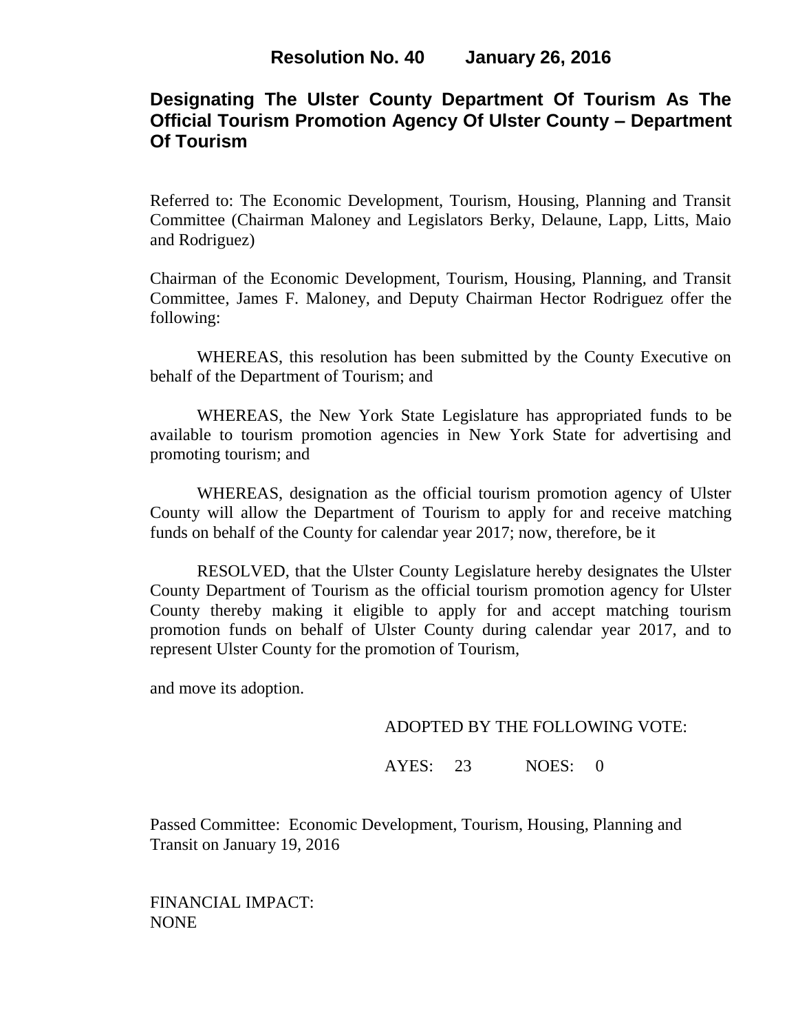**Resolution No. 40 January 26, 2016**

# Designating The Ulster County Department Of Tourism As The Official Tourism Promotion Agency Of Ulster County – Department Of Tourism

Referred to: The Economic Development, Tourism, Housing, Planning and Transit Committee (Chairman Maloney and Legislators Berky, Delaune, Lapp, Litts, Maio and Rodriguez)

Chairman of the Economic Development, Tourism, Housing, Planning, and Transit Committee, James F. Maloney, and Deputy Chairman Hector Rodriguez offer the following:

WHEREAS, this resolution has been submitted by the County Executive on behalf of the Department of Tourism; and

WHEREAS, the New York State Legislature has appropriated funds to be available to tourism promotion agencies in New York State for advertising and promoting tourism; and

WHEREAS, designation as the official tourism promotion agency of Ulster County will allow the Department of Tourism to apply for and receive matching funds on behalf of the County for calendar year 2017; now, therefore, be it

RESOLVED, that the Ulster County Legislature hereby designates the Ulster County Department of Tourism as the official tourism promotion agency for Ulster County thereby making it eligible to apply for and accept matching tourism promotion funds on behalf of Ulster County during calendar year 2017, and to represent Ulster County for the promotion of Tourism,

and move its adoption.

ADOPTED BY THE FOLLOWING VOTE:

AYES: 23 NOES: 0

Passed Committee: Economic Development, Tourism, Housing, Planning and Transit on January 19, 2016

FINANCIAL IMPACT:
NONE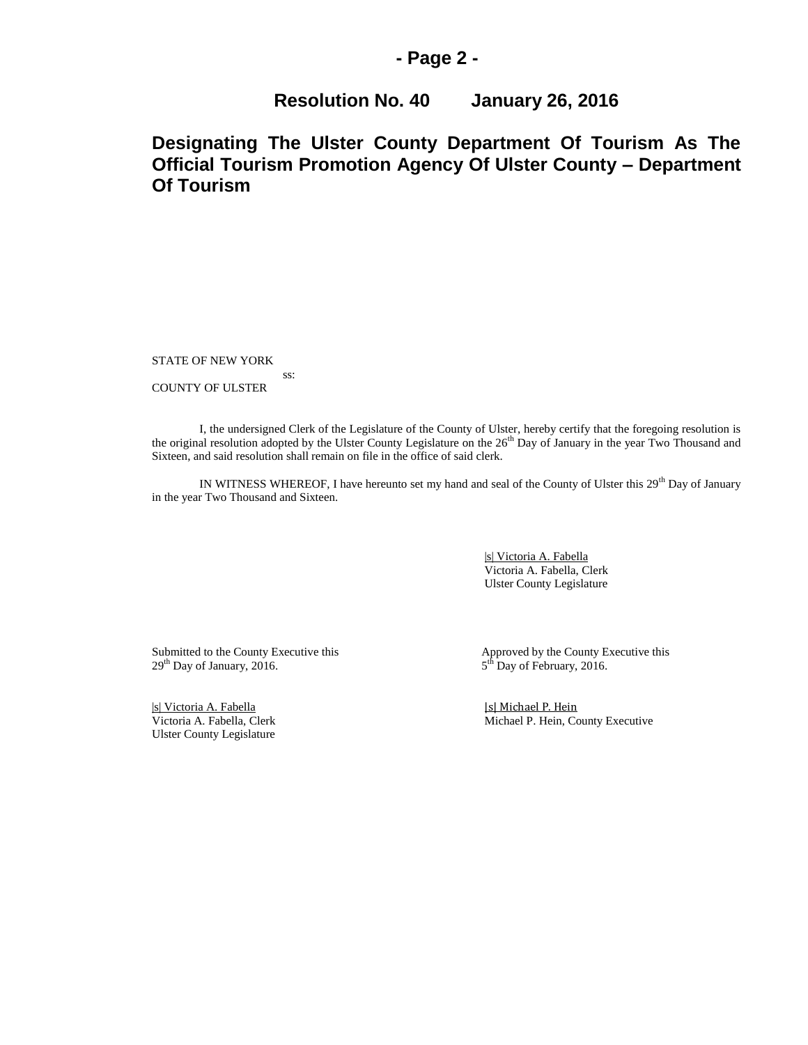## Resolution No. 40 January 26, 2016

### Designating The Ulster County Department Of Tourism As The Official Tourism Promotion Agency Of Ulster County – Department Of Tourism

STATE OF NEW YORK
ss:
COUNTY OF ULSTER

I, the undersigned Clerk of the Legislature of the County of Ulster, hereby certify that the foregoing resolution is the original resolution adopted by the Ulster County Legislature on the 26th Day of January in the year Two Thousand and Sixteen, and said resolution shall remain on file in the office of said clerk.

IN WITNESS WHEREOF, I have hereunto set my hand and seal of the County of Ulster this 29th Day of January in the year Two Thousand and Sixteen.

|s| Victoria A. Fabella
Victoria A. Fabella, Clerk
Ulster County Legislature

Submitted to the County Executive this
29th Day of January, 2016.

|s| Victoria A. Fabella
Victoria A. Fabella, Clerk
Ulster County Legislature

Approved by the County Executive this
5th Day of February, 2016.

|s| Michael P. Hein
Michael P. Hein, County Executive